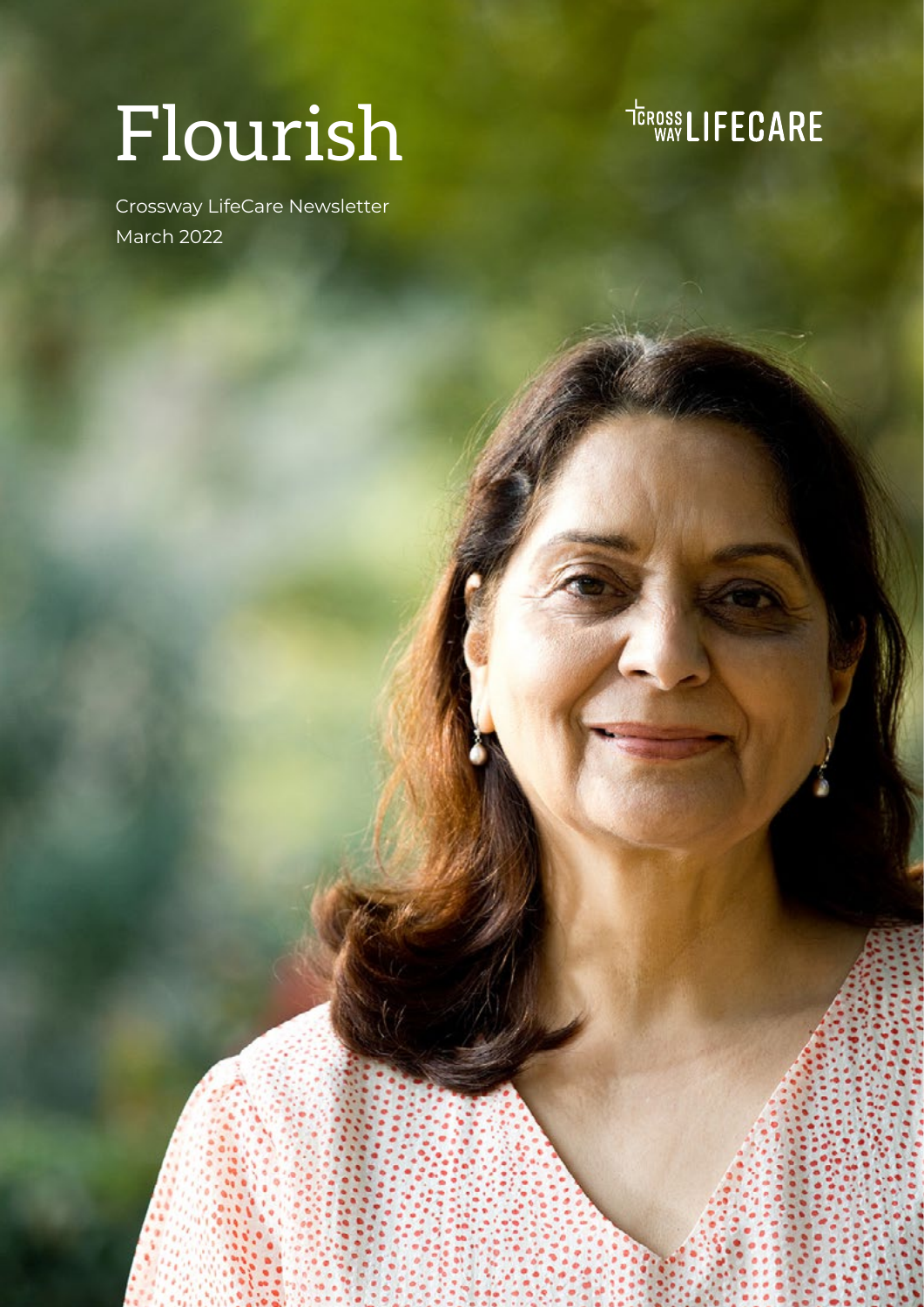# Flourish

CROSSWAY LIFECARE

Crossway LifeCare Newsletter
March 2022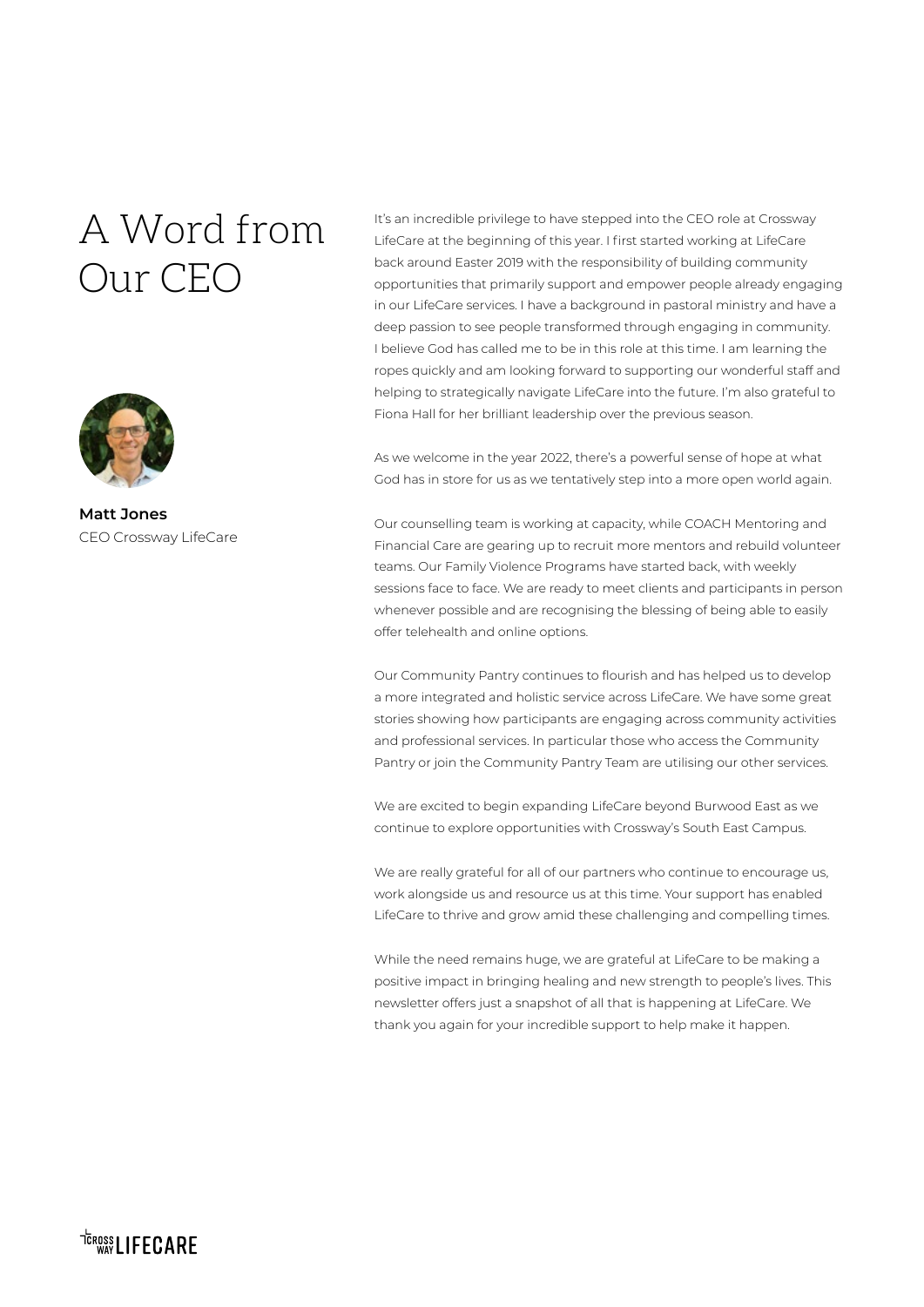# A Word from Our CEO

**Matt Jones**
CEO Crossway LifeCare

It's an incredible privilege to have stepped into the CEO role at Crossway LifeCare at the beginning of this year. I first started working at LifeCare back around Easter 2019 with the responsibility of building community opportunities that primarily support and empower people already engaging in our LifeCare services. I have a background in pastoral ministry and have a deep passion to see people transformed through engaging in community. I believe God has called me to be in this role at this time. I am learning the ropes quickly and am looking forward to supporting our wonderful staff and helping to strategically navigate LifeCare into the future. I'm also grateful to Fiona Hall for her brilliant leadership over the previous season.

As we welcome in the year 2022, there's a powerful sense of hope at what God has in store for us as we tentatively step into a more open world again.

Our counselling team is working at capacity, while COACH Mentoring and Financial Care are gearing up to recruit more mentors and rebuild volunteer teams. Our Family Violence Programs have started back, with weekly sessions face to face. We are ready to meet clients and participants in person whenever possible and are recognising the blessing of being able to easily offer telehealth and online options.

Our Community Pantry continues to flourish and has helped us to develop a more integrated and holistic service across LifeCare. We have some great stories showing how participants are engaging across community activities and professional services. In particular those who access the Community Pantry or join the Community Pantry Team are utilising our other services.

We are excited to begin expanding LifeCare beyond Burwood East as we continue to explore opportunities with Crossway's South East Campus.

We are really grateful for all of our partners who continue to encourage us, work alongside us and resource us at this time. Your support has enabled LifeCare to thrive and grow amid these challenging and compelling times.

While the need remains huge, we are grateful at LifeCare to be making a positive impact in bringing healing and new strength to people's lives. This newsletter offers just a snapshot of all that is happening at LifeCare. We thank you again for your incredible support to help make it happen.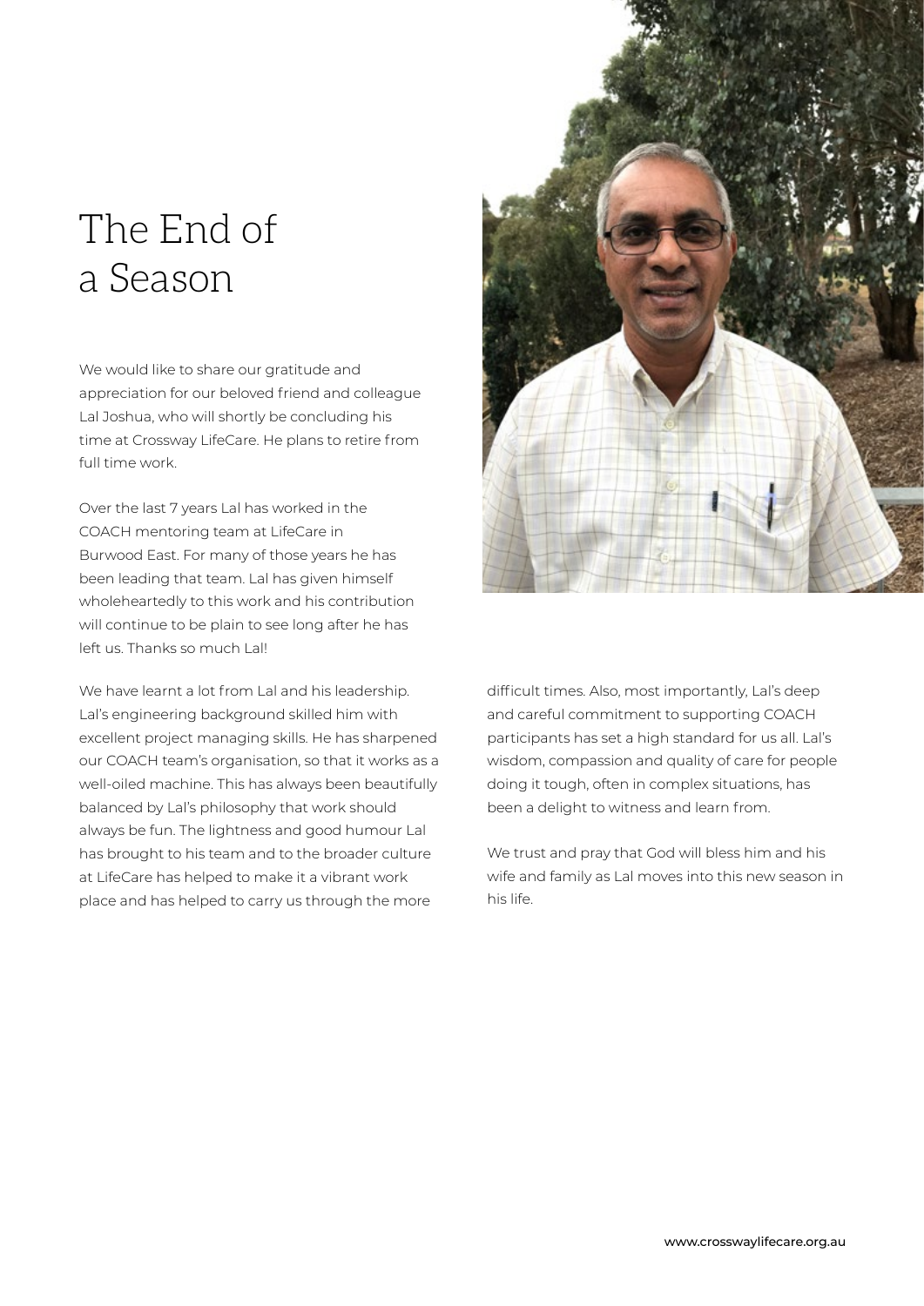# The End of a Season

We would like to share our gratitude and appreciation for our beloved friend and colleague Lal Joshua, who will shortly be concluding his time at Crossway LifeCare. He plans to retire from full time work.

Over the last 7 years Lal has worked in the COACH mentoring team at LifeCare in Burwood East. For many of those years he has been leading that team. Lal has given himself wholeheartedly to this work and his contribution will continue to be plain to see long after he has left us. Thanks so much Lal!

We have learnt a lot from Lal and his leadership. Lal's engineering background skilled him with excellent project managing skills. He has sharpened our COACH team's organisation, so that it works as a well-oiled machine. This has always been beautifully balanced by Lal's philosophy that work should always be fun. The lightness and good humour Lal has brought to his team and to the broader culture at LifeCare has helped to make it a vibrant work place and has helped to carry us through the more difficult times. Also, most importantly, Lal's deep and careful commitment to supporting COACH participants has set a high standard for us all. Lal's wisdom, compassion and quality of care for people doing it tough, often in complex situations, has been a delight to witness and learn from.

We trust and pray that God will bless him and his wife and family as Lal moves into this new season in his life.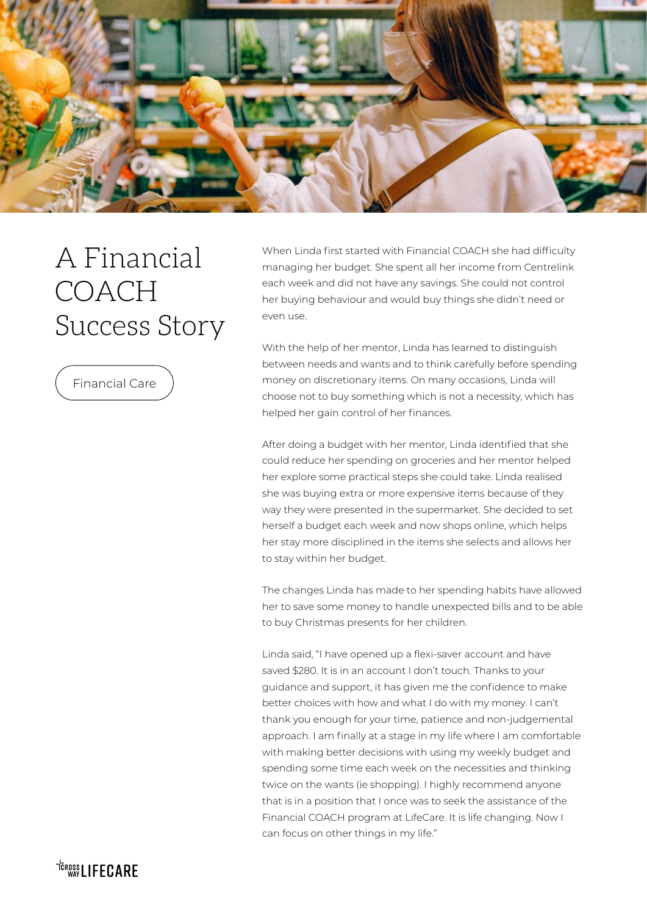# A Financial COACH Success Story

Financial Care

When Linda first started with Financial COACH she had difficulty managing her budget. She spent all her income from Centrelink each week and did not have any savings. She could not control her buying behaviour and would buy things she didn't need or even use.

With the help of her mentor, Linda has learned to distinguish between needs and wants and to think carefully before spending money on discretionary items. On many occasions, Linda will choose not to buy something which is not a necessity, which has helped her gain control of her finances.

After doing a budget with her mentor, Linda identified that she could reduce her spending on groceries and her mentor helped her explore some practical steps she could take. Linda realised she was buying extra or more expensive items because of they way they were presented in the supermarket. She decided to set herself a budget each week and now shops online, which helps her stay more disciplined in the items she selects and allows her to stay within her budget.

The changes Linda has made to her spending habits have allowed her to save some money to handle unexpected bills and to be able to buy Christmas presents for her children.

Linda said, "I have opened up a flexi-saver account and have saved $280. It is in an account I don't touch. Thanks to your guidance and support, it has given me the confidence to make better choices with how and what I do with my money. I can't thank you enough for your time, patience and non-judgemental approach. I am finally at a stage in my life where I am comfortable with making better decisions with using my weekly budget and spending some time each week on the necessities and thinking twice on the wants (ie shopping). I highly recommend anyone that is in a position that I once was to seek the assistance of the Financial COACH program at LifeCare. It is life changing. Now I can focus on other things in my life."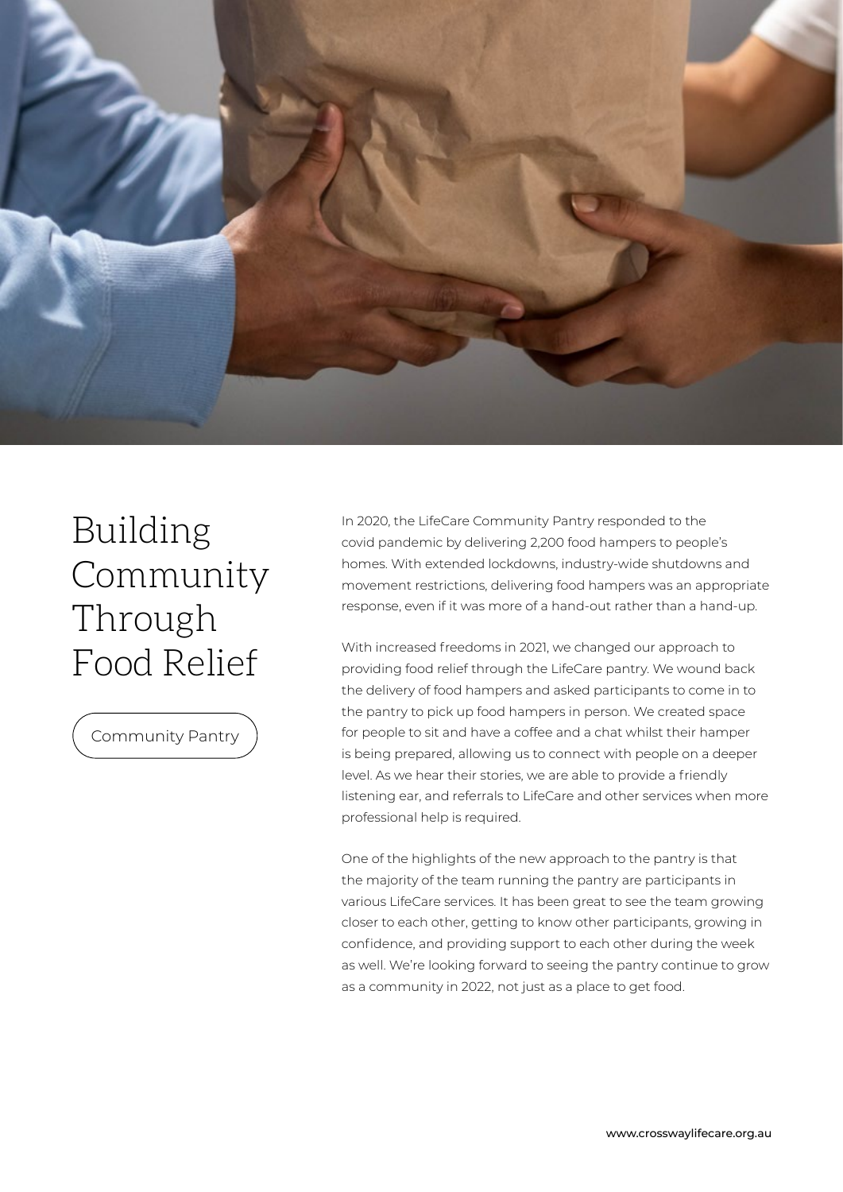# Building Community Through Food Relief

Community Pantry

In 2020, the LifeCare Community Pantry responded to the covid pandemic by delivering 2,200 food hampers to people's homes. With extended lockdowns, industry-wide shutdowns and movement restrictions, delivering food hampers was an appropriate response, even if it was more of a hand-out rather than a hand-up.

With increased freedoms in 2021, we changed our approach to providing food relief through the LifeCare pantry. We wound back the delivery of food hampers and asked participants to come in to the pantry to pick up food hampers in person. We created space for people to sit and have a coffee and a chat whilst their hamper is being prepared, allowing us to connect with people on a deeper level. As we hear their stories, we are able to provide a friendly listening ear, and referrals to LifeCare and other services when more professional help is required.

One of the highlights of the new approach to the pantry is that the majority of the team running the pantry are participants in various LifeCare services. It has been great to see the team growing closer to each other, getting to know other participants, growing in confidence, and providing support to each other during the week as well. We're looking forward to seeing the pantry continue to grow as a community in 2022, not just as a place to get food.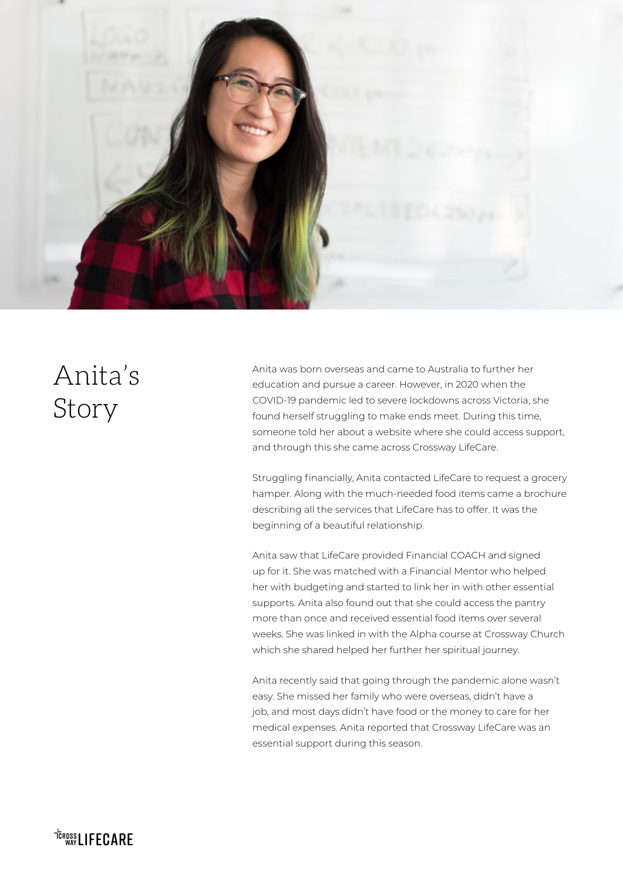# Anita's Story

Anita was born overseas and came to Australia to further her education and pursue a career. However, in 2020 when the COVID-19 pandemic led to severe lockdowns across Victoria, she found herself struggling to make ends meet. During this time, someone told her about a website where she could access support, and through this she came across Crossway LifeCare.

Struggling financially, Anita contacted LifeCare to request a grocery hamper. Along with the much-needed food items came a brochure describing all the services that LifeCare has to offer. It was the beginning of a beautiful relationship.

Anita saw that LifeCare provided Financial COACH and signed up for it. She was matched with a Financial Mentor who helped her with budgeting and started to link her in with other essential supports. Anita also found out that she could access the pantry more than once and received essential food items over several weeks. She was linked in with the Alpha course at Crossway Church which she shared helped her further her spiritual journey.

Anita recently said that going through the pandemic alone wasn't easy. She missed her family who were overseas, didn't have a job, and most days didn't have food or the money to care for her medical expenses. Anita reported that Crossway LifeCare was an essential support during this season.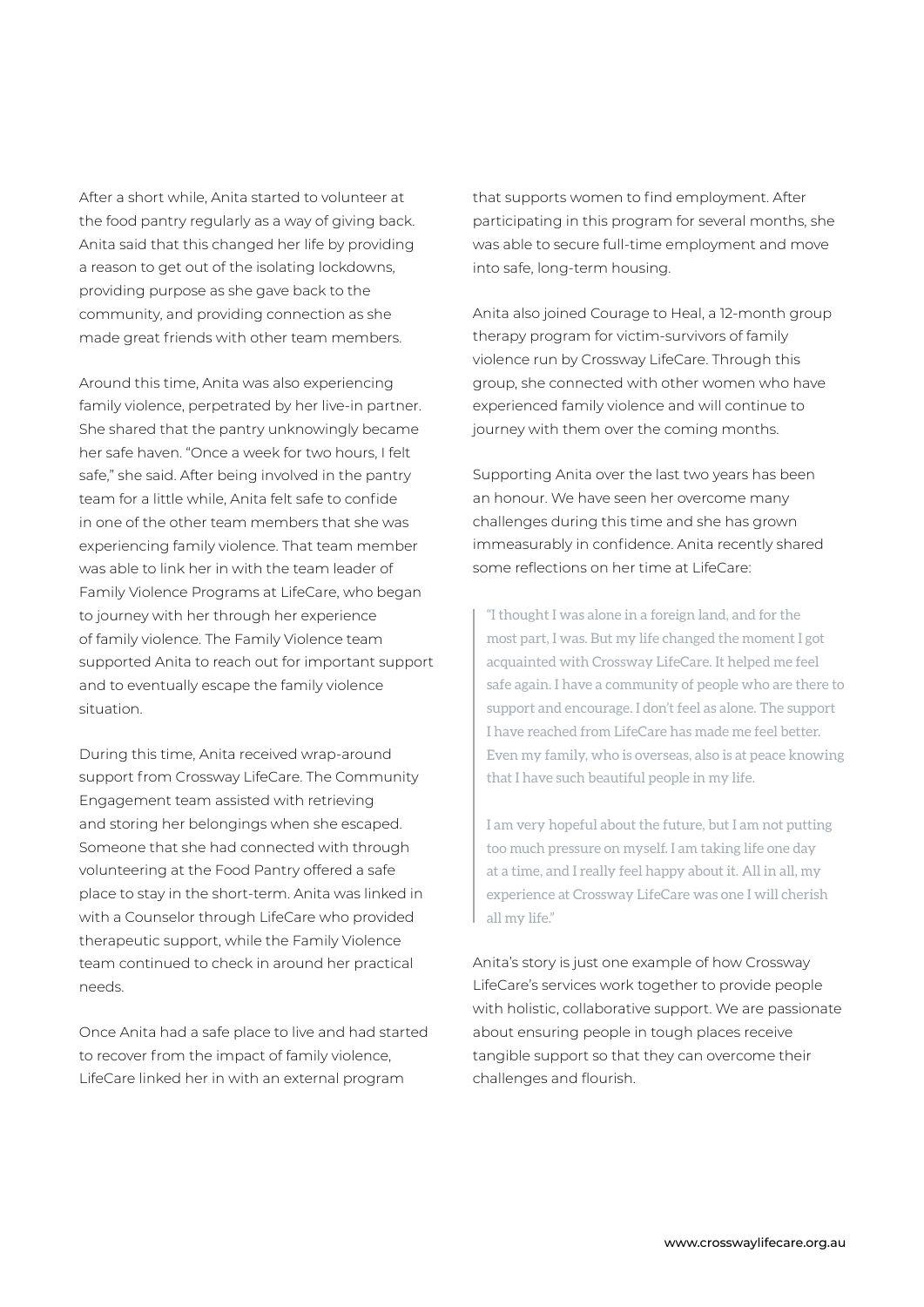After a short while, Anita started to volunteer at the food pantry regularly as a way of giving back. Anita said that this changed her life by providing a reason to get out of the isolating lockdowns, providing purpose as she gave back to the community, and providing connection as she made great friends with other team members.

Around this time, Anita was also experiencing family violence, perpetrated by her live-in partner. She shared that the pantry unknowingly became her safe haven. "Once a week for two hours, I felt safe," she said. After being involved in the pantry team for a little while, Anita felt safe to confide in one of the other team members that she was experiencing family violence. That team member was able to link her in with the team leader of Family Violence Programs at LifeCare, who began to journey with her through her experience of family violence. The Family Violence team supported Anita to reach out for important support and to eventually escape the family violence situation.

During this time, Anita received wrap-around support from Crossway LifeCare. The Community Engagement team assisted with retrieving and storing her belongings when she escaped. Someone that she had connected with through volunteering at the Food Pantry offered a safe place to stay in the short-term. Anita was linked in with a Counselor through LifeCare who provided therapeutic support, while the Family Violence team continued to check in around her practical needs.

Once Anita had a safe place to live and had started to recover from the impact of family violence, LifeCare linked her in with an external program that supports women to find employment. After participating in this program for several months, she was able to secure full-time employment and move into safe, long-term housing.

Anita also joined Courage to Heal, a 12-month group therapy program for victim-survivors of family violence run by Crossway LifeCare. Through this group, she connected with other women who have experienced family violence and will continue to journey with them over the coming months.

Supporting Anita over the last two years has been an honour. We have seen her overcome many challenges during this time and she has grown immeasurably in confidence. Anita recently shared some reflections on her time at LifeCare:

> "I thought I was alone in a foreign land, and for the most part, I was. But my life changed the moment I got acquainted with Crossway LifeCare. It helped me feel safe again. I have a community of people who are there to support and encourage. I don't feel as alone. The support I have reached from LifeCare has made me feel better. Even my family, who is overseas, also is at peace knowing that I have such beautiful people in my life.
>
> I am very hopeful about the future, but I am not putting too much pressure on myself. I am taking life one day at a time, and I really feel happy about it. All in all, my experience at Crossway LifeCare was one I will cherish all my life."

Anita's story is just one example of how Crossway LifeCare's services work together to provide people with holistic, collaborative support. We are passionate about ensuring people in tough places receive tangible support so that they can overcome their challenges and flourish.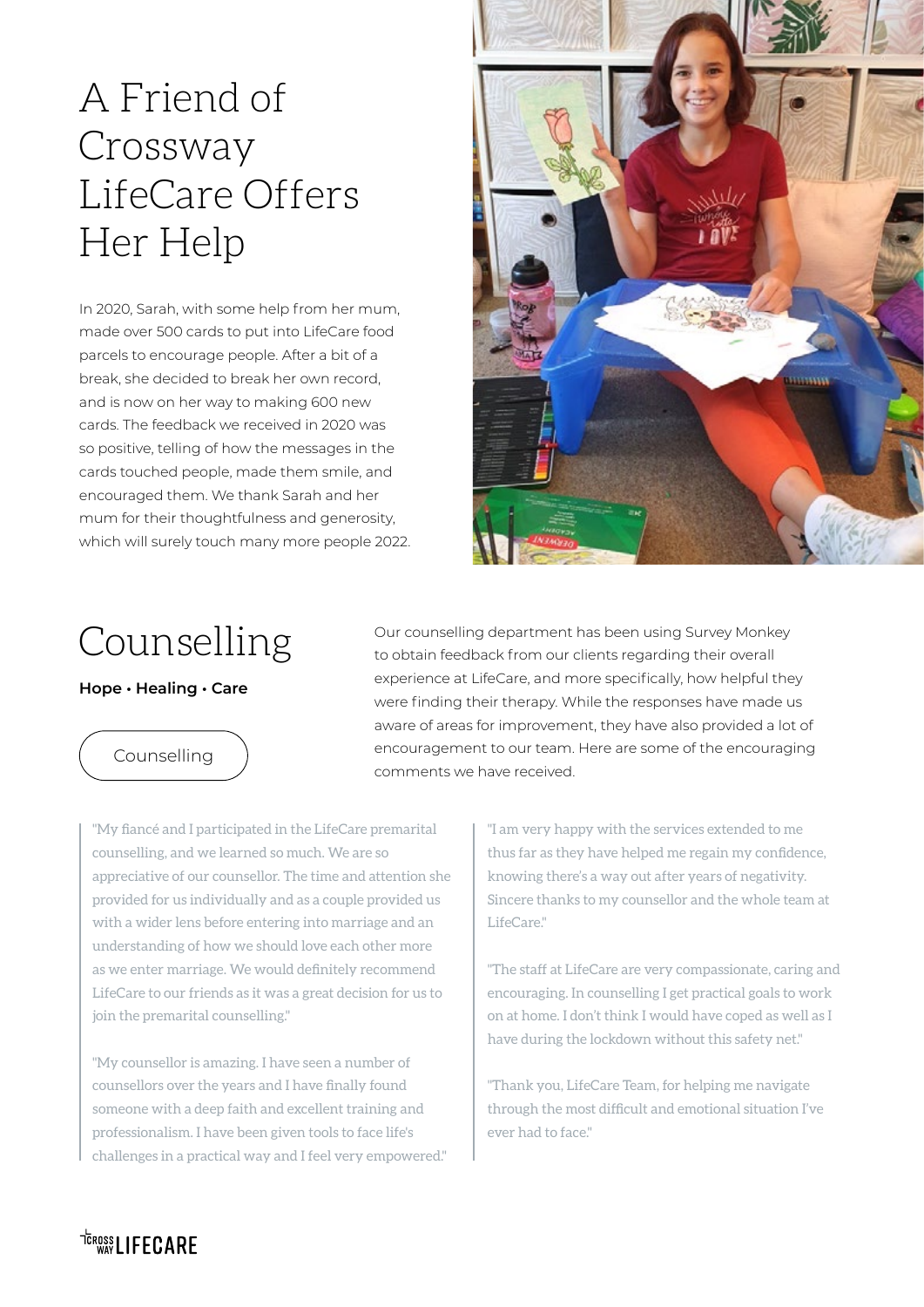# A Friend of Crossway LifeCare Offers Her Help

In 2020, Sarah, with some help from her mum, made over 500 cards to put into LifeCare food parcels to encourage people. After a bit of a break, she decided to break her own record, and is now on her way to making 600 new cards. The feedback we received in 2020 was so positive, telling of how the messages in the cards touched people, made them smile, and encouraged them. We thank Sarah and her mum for their thoughtfulness and generosity, which will surely touch many more people 2022.

# Counselling

**Hope • Healing • Care**

Counselling

Our counselling department has been using Survey Monkey to obtain feedback from our clients regarding their overall experience at LifeCare, and more specifically, how helpful they were finding their therapy. While the responses have made us aware of areas for improvement, they have also provided a lot of encouragement to our team. Here are some of the encouraging comments we have received.

> "My fiancé and I participated in the LifeCare premarital counselling, and we learned so much. We are so appreciative of our counsellor. The time and attention she provided for us individually and as a couple provided us with a wider lens before entering into marriage and an understanding of how we should love each other more as we enter marriage. We would definitely recommend LifeCare to our friends as it was a great decision for us to join the premarital counselling."
>
> "My counsellor is amazing. I have seen a number of counsellors over the years and I have finally found someone with a deep faith and excellent training and professionalism. I have been given tools to face life's challenges in a practical way and I feel very empowered."

> "I am very happy with the services extended to me thus far as they have helped me regain my confidence, knowing there's a way out after years of negativity. Sincere thanks to my counsellor and the whole team at LifeCare."
>
> "The staff at LifeCare are very compassionate, caring and encouraging. In counselling I get practical goals to work on at home. I don't think I would have coped as well as I have during the lockdown without this safety net."
>
> "Thank you, LifeCare Team, for helping me navigate through the most difficult and emotional situation I've ever had to face."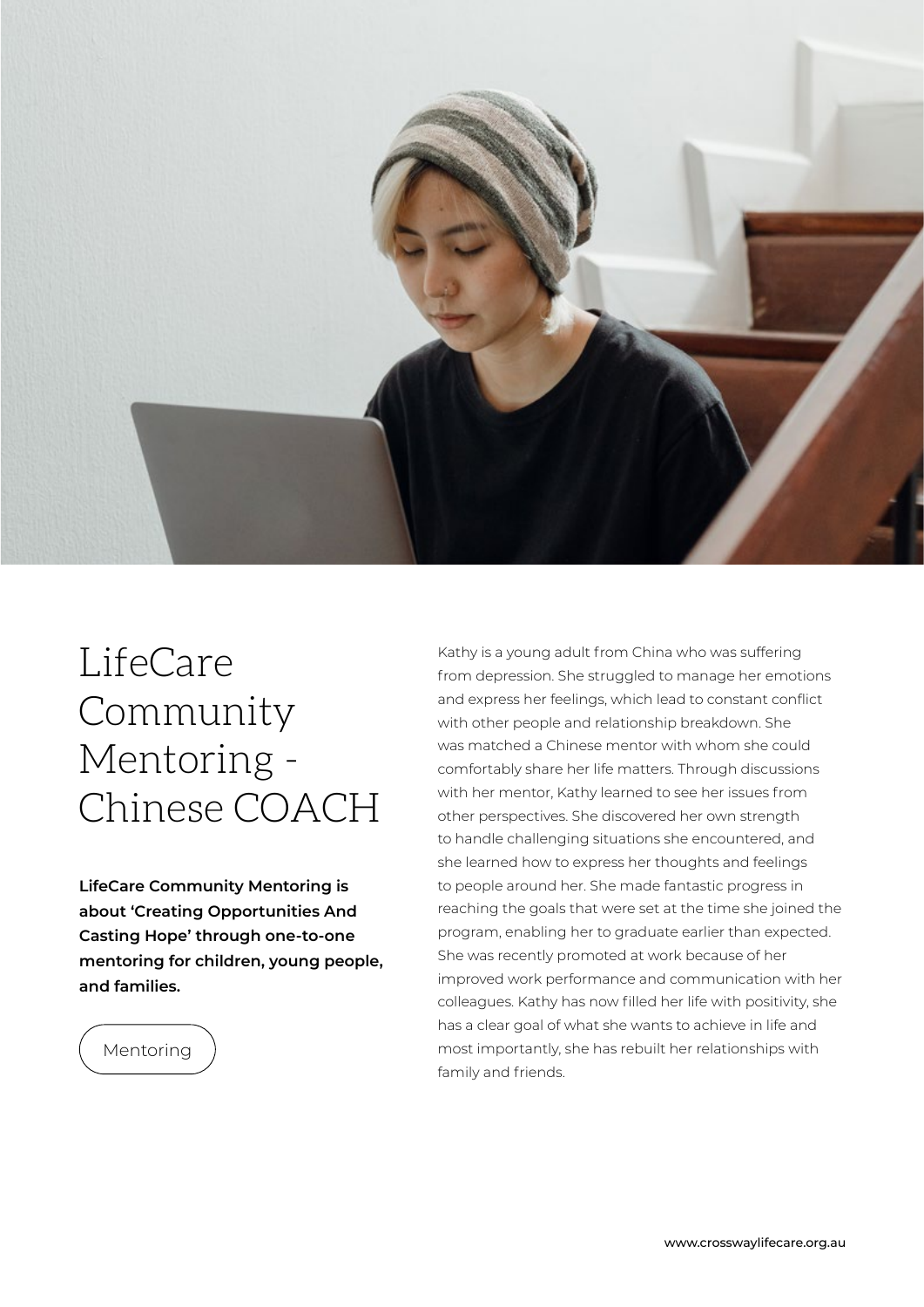# LifeCare Community Mentoring - Chinese COACH

**LifeCare Community Mentoring is about 'Creating Opportunities And Casting Hope' through one-to-one mentoring for children, young people, and families.**

Mentoring

Kathy is a young adult from China who was suffering from depression. She struggled to manage her emotions and express her feelings, which lead to constant conflict with other people and relationship breakdown. She was matched a Chinese mentor with whom she could comfortably share her life matters. Through discussions with her mentor, Kathy learned to see her issues from other perspectives. She discovered her own strength to handle challenging situations she encountered, and she learned how to express her thoughts and feelings to people around her. She made fantastic progress in reaching the goals that were set at the time she joined the program, enabling her to graduate earlier than expected. She was recently promoted at work because of her improved work performance and communication with her colleagues. Kathy has now filled her life with positivity, she has a clear goal of what she wants to achieve in life and most importantly, she has rebuilt her relationships with family and friends.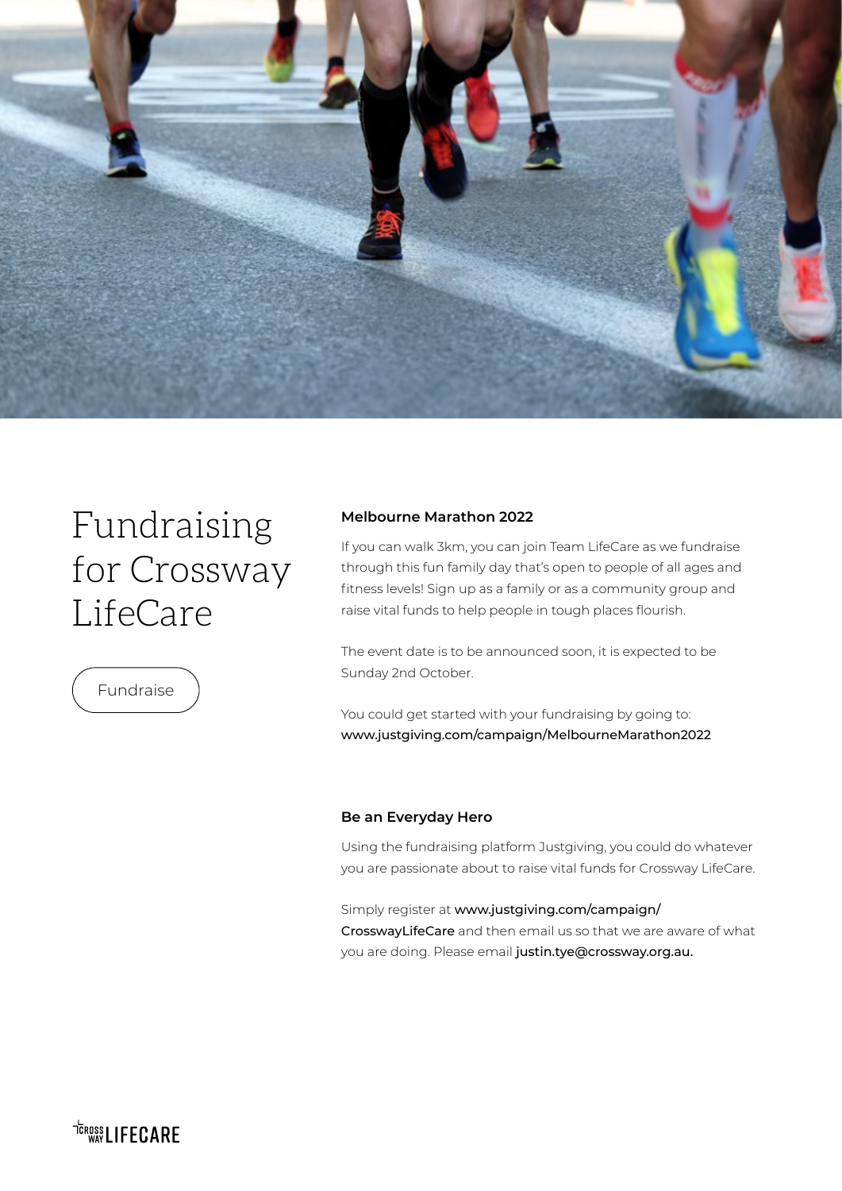# Fundraising for Crossway LifeCare

Fundraise

**Melbourne Marathon 2022**

If you can walk 3km, you can join Team LifeCare as we fundraise through this fun family day that's open to people of all ages and fitness levels! Sign up as a family or as a community group and raise vital funds to help people in tough places flourish.

The event date is to be announced soon, it is expected to be Sunday 2nd October.

You could get started with your fundraising by going to: www.justgiving.com/campaign/MelbourneMarathon2022

**Be an Everyday Hero**

Using the fundraising platform Justgiving, you could do whatever you are passionate about to raise vital funds for Crossway LifeCare.

Simply register at www.justgiving.com/campaign/CrosswayLifeCare and then email us so that we are aware of what you are doing. Please email justin.tye@crossway.org.au.

CROSS WAY LIFECARE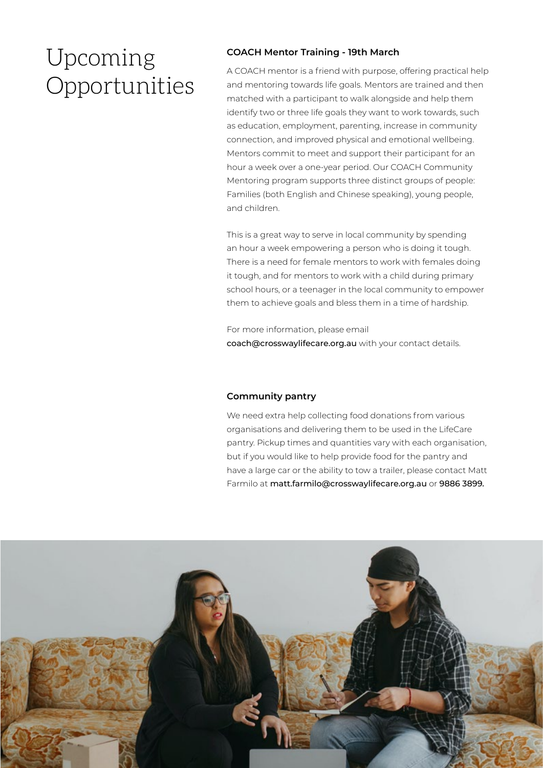# Upcoming Opportunities

### COACH Mentor Training - 19th March

A COACH mentor is a friend with purpose, offering practical help and mentoring towards life goals. Mentors are trained and then matched with a participant to walk alongside and help them identify two or three life goals they want to work towards, such as education, employment, parenting, increase in community connection, and improved physical and emotional wellbeing. Mentors commit to meet and support their participant for an hour a week over a one-year period. Our COACH Community Mentoring program supports three distinct groups of people: Families (both English and Chinese speaking), young people, and children.

This is a great way to serve in local community by spending an hour a week empowering a person who is doing it tough. There is a need for female mentors to work with females doing it tough, and for mentors to work with a child during primary school hours, or a teenager in the local community to empower them to achieve goals and bless them in a time of hardship.

For more information, please email **coach@crosswaylifecare.org.au** with your contact details.

### Community pantry

We need extra help collecting food donations from various organisations and delivering them to be used in the LifeCare pantry. Pickup times and quantities vary with each organisation, but if you would like to help provide food for the pantry and have a large car or the ability to tow a trailer, please contact Matt Farmilo at **matt.farmilo@crosswaylifecare.org.au** or **9886 3899.**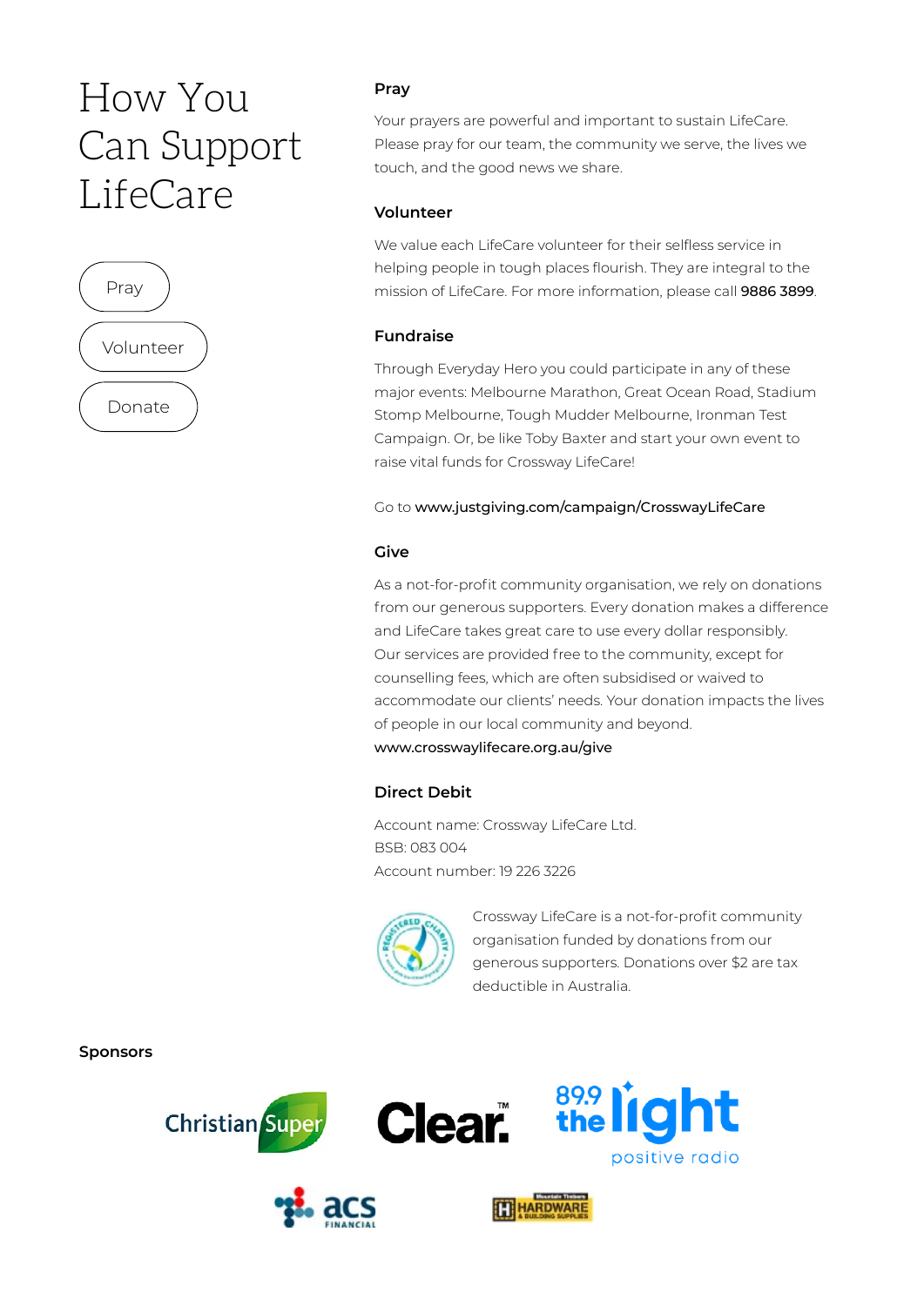# How You Can Support LifeCare

Pray

Volunteer

Donate

### Pray

Your prayers are powerful and important to sustain LifeCare. Please pray for our team, the community we serve, the lives we touch, and the good news we share.

### Volunteer

We value each LifeCare volunteer for their selfless service in helping people in tough places flourish. They are integral to the mission of LifeCare. For more information, please call **9886 3899**.

### Fundraise

Through Everyday Hero you could participate in any of these major events: Melbourne Marathon, Great Ocean Road, Stadium Stomp Melbourne, Tough Mudder Melbourne, Ironman Test Campaign. Or, be like Toby Baxter and start your own event to raise vital funds for Crossway LifeCare!

Go to **www.justgiving.com/campaign/CrosswayLifeCare**

### Give

As a not-for-profit community organisation, we rely on donations from our generous supporters. Every donation makes a difference and LifeCare takes great care to use every dollar responsibly. Our services are provided free to the community, except for counselling fees, which are often subsidised or waived to accommodate our clients' needs. Your donation impacts the lives of people in our local community and beyond.
**www.crosswaylifecare.org.au/give**

### Direct Debit

Account name: Crossway LifeCare Ltd.
BSB: 083 004
Account number: 19 226 3226

Crossway LifeCare is a not-for-profit community organisation funded by donations from our generous supporters. Donations over $2 are tax deductible in Australia.

### Sponsors

Christian Super

Clear.

89.9 the light positive radio

acs FINANCIAL

HARDWARE